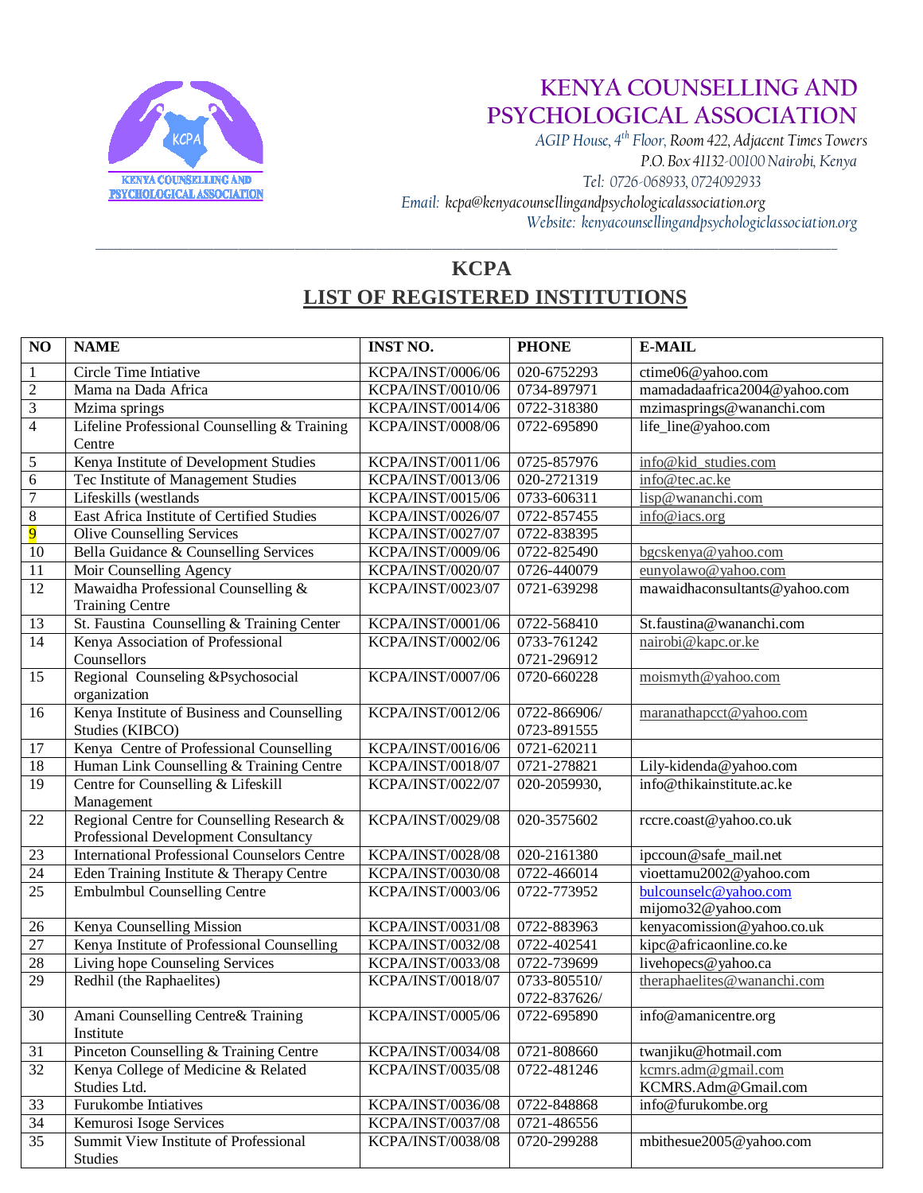# KENYA COUNSELLING AND PSYCHOLOGICAL ASSOCIATION

*AGIP House, 4th Floor, Room 422, Adjacent Times Towers*
*P.O. Box 41132-00100 Nairobi, Kenya*
*Tel: 0726-068933, 0724092933*
*Email: kcpa@kenyacounsellingandpsychologicalassociation.org*
*Website: kenyacounsellingandpsychologiclassociation.org*

## KCPA

## LIST OF REGISTERED INSTITUTIONS

| NO | NAME | INST NO. | PHONE | E-MAIL |
|---|---|---|---|---|
| 1 | Circle Time Intiative | KCPA/INST/0006/06 | 020-6752293 | ctime06@yahoo.com |
| 2 | Mama na Dada Africa | KCPA/INST/0010/06 | 0734-897971 | mamadadaafrica2004@yahoo.com |
| 3 | Mzima springs | KCPA/INST/0014/06 | 0722-318380 | mzimasprings@wananchi.com |
| 4 | Lifeline Professional Counselling & Training Centre | KCPA/INST/0008/06 | 0722-695890 | life_line@yahoo.com |
| 5 | Kenya Institute of Development Studies | KCPA/INST/0011/06 | 0725-857976 | info@kid_studies.com |
| 6 | Tec Institute of Management Studies | KCPA/INST/0013/06 | 020-2721319 | info@tec.ac.ke |
| 7 | Lifeskills (westlands | KCPA/INST/0015/06 | 0733-606311 | lisp@wananchi.com |
| 8 | East Africa Institute of Certified Studies | KCPA/INST/0026/07 | 0722-857455 | info@iacs.org |
| 9 | Olive Counselling Services | KCPA/INST/0027/07 | 0722-838395 | |
| 10 | Bella Guidance & Counselling Services | KCPA/INST/0009/06 | 0722-825490 | bgcskenya@yahoo.com |
| 11 | Moir Counselling Agency | KCPA/INST/0020/07 | 0726-440079 | eunyolawo@yahoo.com |
| 12 | Mawaidha Professional Counselling & Training Centre | KCPA/INST/0023/07 | 0721-639298 | mawaidhaconsultants@yahoo.com |
| 13 | St. Faustina Counselling & Training Center | KCPA/INST/0001/06 | 0722-568410 | St.faustina@wananchi.com |
| 14 | Kenya Association of Professional Counsellors | KCPA/INST/0002/06 | 0733-761242 0721-296912 | nairobi@kapc.or.ke |
| 15 | Regional Counseling &Psychosocial organization | KCPA/INST/0007/06 | 0720-660228 | moismyth@yahoo.com |
| 16 | Kenya Institute of Business and Counselling Studies (KIBCO) | KCPA/INST/0012/06 | 0722-866906/ 0723-891555 | maranathapcct@yahoo.com |
| 17 | Kenya Centre of Professional Counselling | KCPA/INST/0016/06 | 0721-620211 | |
| 18 | Human Link Counselling & Training Centre | KCPA/INST/0018/07 | 0721-278821 | Lily-kidenda@yahoo.com |
| 19 | Centre for Counselling & Lifeskill Management | KCPA/INST/0022/07 | 020-2059930, | info@thikainstitute.ac.ke |
| 22 | Regional Centre for Counselling Research & Professional Development Consultancy | KCPA/INST/0029/08 | 020-3575602 | rccre.coast@yahoo.co.uk |
| 23 | International Professional Counselors Centre | KCPA/INST/0028/08 | 020-2161380 | ipccoun@safe_mail.net |
| 24 | Eden Training Institute & Therapy Centre | KCPA/INST/0030/08 | 0722-466014 | vioettamu2002@yahoo.com |
| 25 | Embulmbul Counselling Centre | KCPA/INST/0003/06 | 0722-773952 | bulcounselc@yahoo.com mijomo32@yahoo.com |
| 26 | Kenya Counselling Mission | KCPA/INST/0031/08 | 0722-883963 | kenyacomission@yahoo.co.uk |
| 27 | Kenya Institute of Professional Counselling | KCPA/INST/0032/08 | 0722-402541 | kipc@africaonline.co.ke |
| 28 | Living hope Counseling Services | KCPA/INST/0033/08 | 0722-739699 | livehopecs@yahoo.ca |
| 29 | Redhil (the Raphaelites) | KCPA/INST/0018/07 | 0733-805510/ 0722-837626/ | theraphaelites@wananchi.com |
| 30 | Amani Counselling Centre& Training Institute | KCPA/INST/0005/06 | 0722-695890 | info@amanicentre.org |
| 31 | Pinceton Counselling & Training Centre | KCPA/INST/0034/08 | 0721-808660 | twanjiku@hotmail.com |
| 32 | Kenya College of Medicine & Related Studies Ltd. | KCPA/INST/0035/08 | 0722-481246 | kcmrs.adm@gmail.com KCMRS.Adm@Gmail.com |
| 33 | Furukombe Intiatives | KCPA/INST/0036/08 | 0722-848868 | info@furukombe.org |
| 34 | Kemurosi Isoge Services | KCPA/INST/0037/08 | 0721-486556 | |
| 35 | Summit View Institute of Professional Studies | KCPA/INST/0038/08 | 0720-299288 | mbithesue2005@yahoo.com |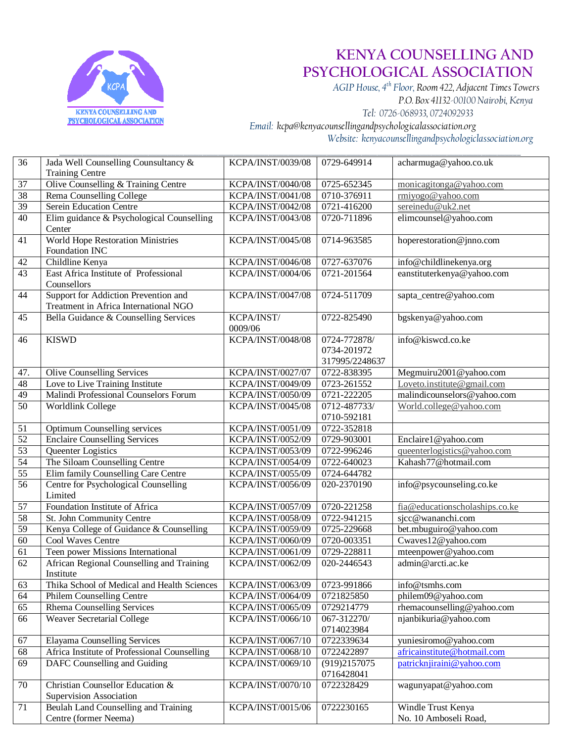# KENYA COUNSELLING AND PSYCHOLOGICAL ASSOCIATION

*AGIP House, 4th Floor, Room 422, Adjacent Times Towers*
*P.O. Box 41132-00100 Nairobi, Kenya*
*Tel: 0726-068933, 0724092933*
*Email: kcpa@kenyacounsellingandpsychologicalassociation.org*
*Website: kenyacounsellingandpsychologiclassociation.org*

| | | | | |
|---|---|---|---|---|
| 36 | Jada Well Counseling Counsultancy & Training Centre | KCPA/INST/0039/08 | 0729-649914 | acharmuga@yahoo.co.uk |
| 37 | Olive Counselling & Training Centre | KCPA/INST/0040/08 | 0725-652345 | monicagitonga@yahoo.com |
| 38 | Rema Counselling College | KCPA/INST/0041/08 | 0710-376911 | rmiyogo@yahoo.com |
| 39 | Serein Education Centre | KCPA/INST/0042/08 | 0721-416200 | sereinedu@uk2.net |
| 40 | Elim guidance & Psychological Counselling Center | KCPA/INST/0043/08 | 0720-711896 | elimcounsel@yahoo.com |
| 41 | World Hope Restoration Ministries Foundation INC | KCPA/INST/0045/08 | 0714-963585 | hoperestoration@jnno.com |
| 42 | Childline Kenya | KCPA/INST/0046/08 | 0727-637076 | info@childlinekenya.org |
| 43 | East Africa Institute of Professional Counsellors | KCPA/INST/0004/06 | 0721-201564 | eanstituterkenya@yahoo.com |
| 44 | Support for Addiction Prevention and Treatment in Africa International NGO | KCPA/INST/0047/08 | 0724-511709 | sapta_centre@yahoo.com |
| 45 | Bella Guidance & Counselling Services | KCPA/INST/ 0009/06 | 0722-825490 | bgskenya@yahoo.com |
| 46 | KISWD | KCPA/INST/0048/08 | 0724-772878/ 0734-201972 317995/2248637 | info@kiswcd.co.ke |
| 47. | Olive Counselling Services | KCPA/INST/0027/07 | 0722-838395 | Megmuiru2001@yahoo.com |
| 48 | Love to Live Training Institute | KCPA/INST/0049/09 | 0723-261552 | Loveto.institute@gmail.com |
| 49 | Malindi Professional Counselors Forum | KCPA/INST/0050/09 | 0721-222205 | malindicounselors@yahoo.com |
| 50 | Worldlink College | KCPA/INST/0045/08 | 0712-487733/ 0710-592181 | World.college@yahoo.com |
| 51 | Optimum Counselling services | KCPA/INST/0051/09 | 0722-352818 | |
| 52 | Enclaire Counselling Services | KCPA/INST/0052/09 | 0729-903001 | Enclaire1@yahoo.com |
| 53 | Queenter Logistics | KCPA/INST/0053/09 | 0722-996246 | queenterlogistics@yahoo.com |
| 54 | The Siloam Counselling Centre | KCPA/INST/0054/09 | 0722-640023 | Kahash77@hotmail.com |
| 55 | Elim family Counselling Care Centre | KCPA/INST/0055/09 | 0724-644782 | |
| 56 | Centre for Psychological Counselling Limited | KCPA/INST/0056/09 | 020-2370190 | info@psycounseling.co.ke |
| 57 | Foundation Institute of Africa | KCPA/INST/0057/09 | 0720-221258 | fia@educationscholaships.co.ke |
| 58 | St. John Community Centre | KCPA/INST/0058/09 | 0722-941215 | sjcc@wananchi.com |
| 59 | Kenya College of Guidance & Counselling | KCPA/INST/0059/09 | 0725-229668 | bet.mbuguiro@yahoo.com |
| 60 | Cool Waves Centre | KCPA/INST/0060/09 | 0720-003351 | Cwaves12@yahoo.com |
| 61 | Teen power Missions International | KCPA/INST/0061/09 | 0729-228811 | mteenpower@yahoo.com |
| 62 | African Regional Counselling and Training Institute | KCPA/INST/0062/09 | 020-2446543 | admin@arcti.ac.ke |
| 63 | Thika School of Medical and Health Sciences | KCPA/INST/0063/09 | 0723-991866 | info@tsmhs.com |
| 64 | Philem Counselling Centre | KCPA/INST/0064/09 | 0721825850 | philem09@yahoo.com |
| 65 | Rhema Counselling Services | KCPA/INST/0065/09 | 0729214779 | rhemacounselling@yahoo.com |
| 66 | Weaver Secretarial College | KCPA/INST/0066/10 | 067-312270/ 0714023984 | njanbikuria@yahoo.com |
| 67 | Elayama Counselling Services | KCPA/INST/0067/10 | 0722339634 | yuniesiromo@yahoo.com |
| 68 | Africa Institute of Professional Counselling | KCPA/INST/0068/10 | 0722422897 | africainstitute@hotmail.com |
| 69 | DAFC Counselling and Guiding | KCPA/INST/0069/10 | (919)2157075 0716428041 | patricknjiraini@yahoo.com |
| 70 | Christian Counsellor Education & Supervision Association | KCPA/INST/0070/10 | 0722328429 | wagunyapat@yahoo.com |
| 71 | Beulah Land Counselling and Training Centre (former Neema) | KCPA/INST/0015/06 | 0722230165 | Windle Trust Kenya No. 10 Amboseli Road, |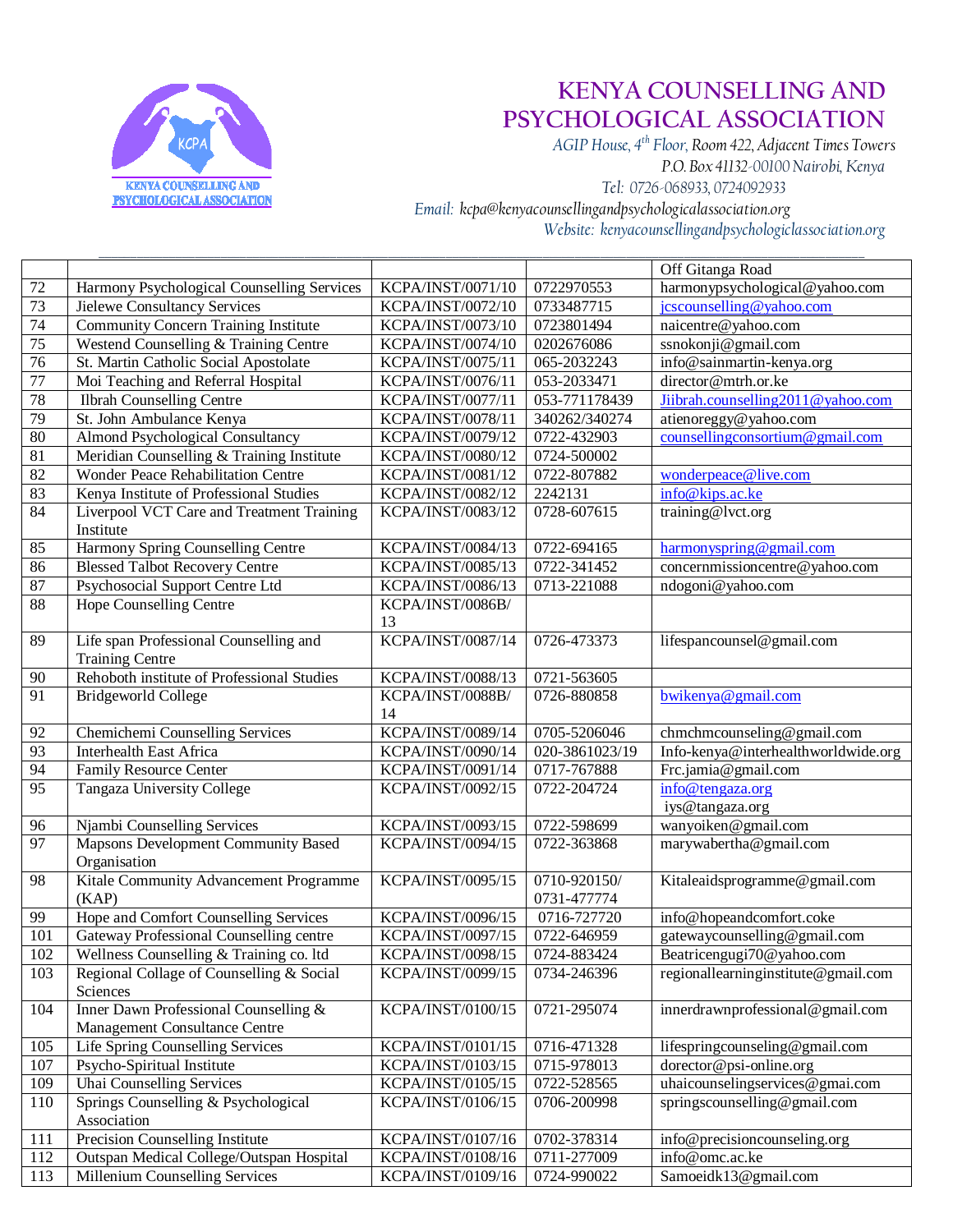# KENYA COUNSELLING AND PSYCHOLOGICAL ASSOCIATION

*AGIP House, 4th Floor, Room 422, Adjacent Times Towers*
*P.O. Box 41132-00100 Nairobi, Kenya*
*Tel: 0726-068933, 0724092933*
*Email: kcpa@kenyacounsellingandpsychologicalassociation.org*
*Website: kenyacounsellingandpsychologiclassociation.org*

| | | | | |
|---|---|---|---|---|
| | | | | Off Gitanga Road |
| 72 | Harmony Psychological Counselling Services | KCPA/INST/0071/10 | 0722970553 | harmonypsychological@yahoo.com |
| 73 | Jielewe Consultancy Services | KCPA/INST/0072/10 | 0733487715 | jcscounselling@yahoo.com |
| 74 | Community Concern Training Institute | KCPA/INST/0073/10 | 0723801494 | naicentre@yahoo.com |
| 75 | Westend Counselling & Training Centre | KCPA/INST/0074/10 | 0202676086 | ssnokonji@gmail.com |
| 76 | St. Martin Catholic Social Apostolate | KCPA/INST/0075/11 | 065-2032243 | info@sainmartin-kenya.org |
| 77 | Moi Teaching and Referral Hospital | KCPA/INST/0076/11 | 053-2033471 | director@mtrh.or.ke |
| 78 | Ilbrah Counselling Centre | KCPA/INST/0077/11 | 053-771178439 | Jiibrah.counselling2011@yahoo.com |
| 79 | St. John Ambulance Kenya | KCPA/INST/0078/11 | 340262/340274 | atienoreggy@yahoo.com |
| 80 | Almond Psychological Consultancy | KCPA/INST/0079/12 | 0722-432903 | counsellingconsortium@gmail.com |
| 81 | Meridian Counselling & Training Institute | KCPA/INST/0080/12 | 0724-500002 | |
| 82 | Wonder Peace Rehabilitation Centre | KCPA/INST/0081/12 | 0722-807882 | wonderpeace@live.com |
| 83 | Kenya Institute of Professional Studies | KCPA/INST/0082/12 | 2242131 | info@kips.ac.ke |
| 84 | Liverpool VCT Care and Treatment Training Institute | KCPA/INST/0083/12 | 0728-607615 | training@lvct.org |
| 85 | Harmony Spring Counselling Centre | KCPA/INST/0084/13 | 0722-694165 | harmonyspring@gmail.com |
| 86 | Blessed Talbot Recovery Centre | KCPA/INST/0085/13 | 0722-341452 | concernmissioncentre@yahoo.com |
| 87 | Psychosocial Support Centre Ltd | KCPA/INST/0086/13 | 0713-221088 | ndogoni@yahoo.com |
| 88 | Hope Counselling Centre | KCPA/INST/0086B/13 | | |
| 89 | Life span Professional Counselling and Training Centre | KCPA/INST/0087/14 | 0726-473373 | lifespancounsel@gmail.com |
| 90 | Rehoboth institute of Professional Studies | KCPA/INST/0088/13 | 0721-563605 | |
| 91 | Bridgeworld College | KCPA/INST/0088B/14 | 0726-880858 | bwikenya@gmail.com |
| 92 | Chemichemi Counselling Services | KCPA/INST/0089/14 | 0705-5206046 | chmchmcounseling@gmail.com |
| 93 | Interhealth East Africa | KCPA/INST/0090/14 | 020-3861023/19 | Info-kenya@interhealthworldwide.org |
| 94 | Family Resource Center | KCPA/INST/0091/14 | 0717-767888 | Frc.jamia@gmail.com |
| 95 | Tangaza University College | KCPA/INST/0092/15 | 0722-204724 | info@tengaza.org iys@tangaza.org |
| 96 | Njambi Counselling Services | KCPA/INST/0093/15 | 0722-598699 | wanyoiken@gmail.com |
| 97 | Mapsons Development Community Based Organisation | KCPA/INST/0094/15 | 0722-363868 | marywabertha@gmail.com |
| 98 | Kitale Community Advancement Programme (KAP) | KCPA/INST/0095/15 | 0710-920150/ 0731-477774 | Kitaleaidsprogramme@gmail.com |
| 99 | Hope and Comfort Counselling Services | KCPA/INST/0096/15 | 0716-727720 | info@hopeandcomfort.coke |
| 101 | Gateway Professional Counselling centre | KCPA/INST/0097/15 | 0722-646959 | gatewaycounselling@gmail.com |
| 102 | Wellness Counselling & Training co. ltd | KCPA/INST/0098/15 | 0724-883424 | Beatricengugi70@yahoo.com |
| 103 | Regional Collage of Counselling & Social Sciences | KCPA/INST/0099/15 | 0734-246396 | regionallearninginstitute@gmail.com |
| 104 | Inner Dawn Professional Counselling & Management Consultance Centre | KCPA/INST/0100/15 | 0721-295074 | innerdrawnprofessional@gmail.com |
| 105 | Life Spring Counselling Services | KCPA/INST/0101/15 | 0716-471328 | lifespringcounseling@gmail.com |
| 107 | Psycho-Spiritual Institute | KCPA/INST/0103/15 | 0715-978013 | dorector@psi-online.org |
| 109 | Uhai Counselling Services | KCPA/INST/0105/15 | 0722-528565 | uhaicounselingservices@gmai.com |
| 110 | Springs Counselling & Psychological Association | KCPA/INST/0106/15 | 0706-200998 | springscounselling@gmail.com |
| 111 | Precision Counselling Institute | KCPA/INST/0107/16 | 0702-378314 | info@precisioncounseling.org |
| 112 | Outspan Medical College/Outspan Hospital | KCPA/INST/0108/16 | 0711-277009 | info@omc.ac.ke |
| 113 | Millenium Counselling Services | KCPA/INST/0109/16 | 0724-990022 | Samoeidk13@gmail.com |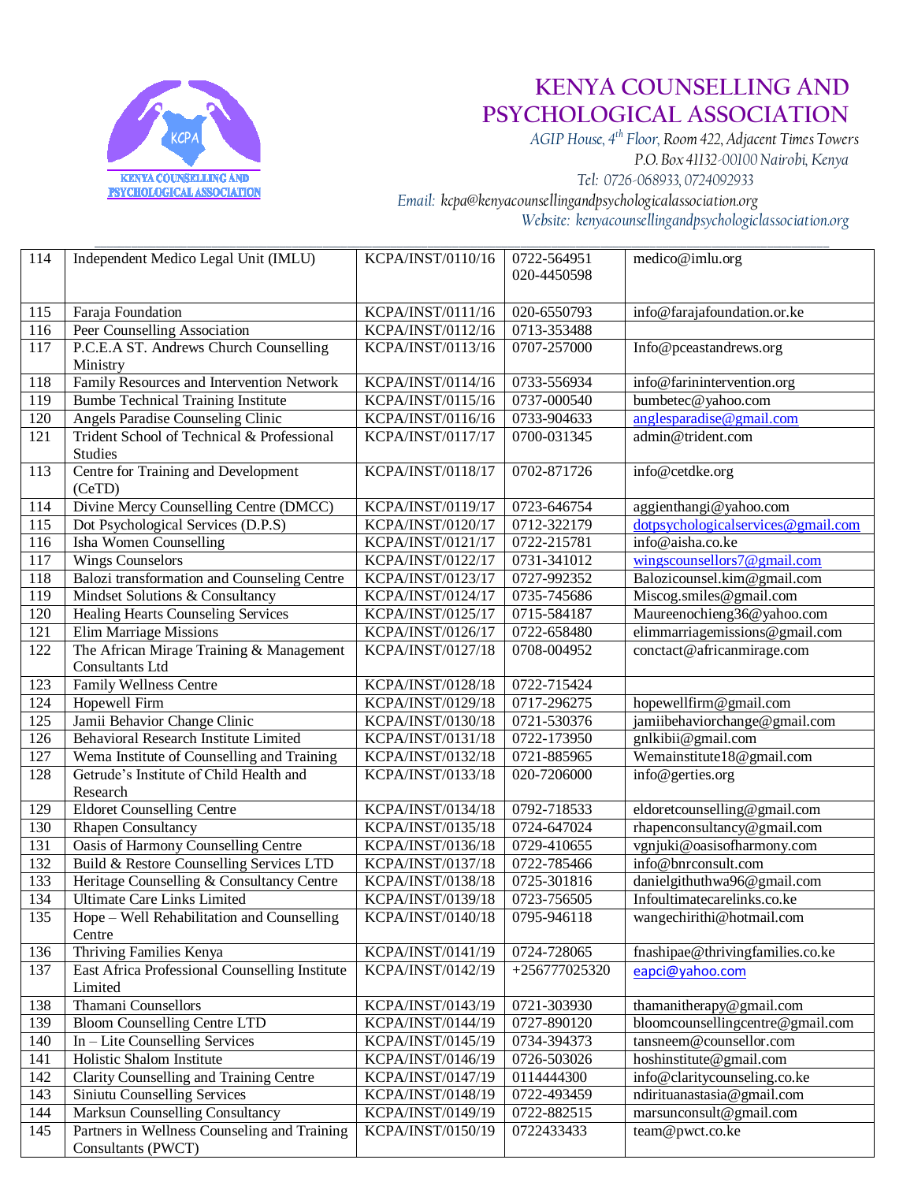# KENYA COUNSELLING AND PSYCHOLOGICAL ASSOCIATION

*AGIP House, 4th Floor, Room 422, Adjacent Times Towers*
*P.O. Box 41132-00100 Nairobi, Kenya*
*Tel: 0726-068933, 0724092933*
*Email: kcpa@kenyacounsellingandpsychologicalassociation.org*
*Website: kenyacounsellingandpsychologicalassociation.org*

| | | | | |
|---|---|---|---|---|
| 114 | Independent Medico Legal Unit (IMLU) | KCPA/INST/0110/16 | 0722-564951<br>020-4450598 | medico@imlu.org |
| 115 | Faraja Foundation | KCPA/INST/0111/16 | 020-6550793 | info@farajafoundation.or.ke |
| 116 | Peer Counselling Association | KCPA/INST/0112/16 | 0713-353488 | |
| 117 | P.C.E.A ST. Andrews Church Counselling Ministry | KCPA/INST/0113/16 | 0707-257000 | Info@pceastandrews.org |
| 118 | Family Resources and Intervention Network | KCPA/INST/0114/16 | 0733-556934 | info@farinintervention.org |
| 119 | Bumbe Technical Training Institute | KCPA/INST/0115/16 | 0737-000540 | bumbetec@yahoo.com |
| 120 | Angels Paradise Counseling Clinic | KCPA/INST/0116/16 | 0733-904633 | anglesparadise@gmail.com |
| 121 | Trident School of Technical & Professional Studies | KCPA/INST/0117/17 | 0700-031345 | admin@trident.com |
| 113 | Centre for Training and Development (CeTD) | KCPA/INST/0118/17 | 0702-871726 | info@cetdke.org |
| 114 | Divine Mercy Counselling Centre (DMCC) | KCPA/INST/0119/17 | 0723-646754 | aggienthangi@yahoo.com |
| 115 | Dot Psychological Services (D.P.S) | KCPA/INST/0120/17 | 0712-322179 | dotpsychologicalservices@gmail.com |
| 116 | Isha Women Counselling | KCPA/INST/0121/17 | 0722-215781 | info@aisha.co.ke |
| 117 | Wings Counselors | KCPA/INST/0122/17 | 0731-341012 | wingscounsellors7@gmail.com |
| 118 | Balozi transformation and Counseling Centre | KCPA/INST/0123/17 | 0727-992352 | Balozicounsel.kim@gmail.com |
| 119 | Mindset Solutions & Consultancy | KCPA/INST/0124/17 | 0735-745686 | Miscog.smiles@gmail.com |
| 120 | Healing Hearts Counseling Services | KCPA/INST/0125/17 | 0715-584187 | Maureenochieng36@yahoo.com |
| 121 | Elim Marriage Missions | KCPA/INST/0126/17 | 0722-658480 | elimmarriagemissions@gmail.com |
| 122 | The African Mirage Training & Management Consultants Ltd | KCPA/INST/0127/18 | 0708-004952 | conctact@africanmirage.com |
| 123 | Family Wellness Centre | KCPA/INST/0128/18 | 0722-715424 | |
| 124 | Hopewell Firm | KCPA/INST/0129/18 | 0717-296275 | hopewellfirm@gmail.com |
| 125 | Jamii Behavior Change Clinic | KCPA/INST/0130/18 | 0721-530376 | jamiibehaviorchange@gmail.com |
| 126 | Behavioral Research Institute Limited | KCPA/INST/0131/18 | 0722-173950 | gnlkibii@gmail.com |
| 127 | Wema Institute of Counselling and Training | KCPA/INST/0132/18 | 0721-885965 | Wemainstitute18@gmail.com |
| 128 | Getrude's Institute of Child Health and Research | KCPA/INST/0133/18 | 020-7206000 | info@gerties.org |
| 129 | Eldoret Counselling Centre | KCPA/INST/0134/18 | 0792-718533 | eldoretcounselling@gmail.com |
| 130 | Rhapen Consultancy | KCPA/INST/0135/18 | 0724-647024 | rhapenconsultancy@gmail.com |
| 131 | Oasis of Harmony Counselling Centre | KCPA/INST/0136/18 | 0729-410655 | vgnjuki@oasisofharmony.com |
| 132 | Build & Restore Counselling Services LTD | KCPA/INST/0137/18 | 0722-785466 | info@bnrconsult.com |
| 133 | Heritage Counselling & Consultancy Centre | KCPA/INST/0138/18 | 0725-301816 | danielgithuthwa96@gmail.com |
| 134 | Ultimate Care Links Limited | KCPA/INST/0139/18 | 0723-756505 | Infoultimatecarelinks.co.ke |
| 135 | Hope – Well Rehabilitation and Counselling Centre | KCPA/INST/0140/18 | 0795-946118 | wangechirithi@hotmail.com |
| 136 | Thriving Families Kenya | KCPA/INST/0141/19 | 0724-728065 | fnashipae@thrivingfamilies.co.ke |
| 137 | East Africa Professional Counselling Institute Limited | KCPA/INST/0142/19 | +256777025320 | eapci@yahoo.com |
| 138 | Thamani Counsellors | KCPA/INST/0143/19 | 0721-303930 | thamanitherapy@gmail.com |
| 139 | Bloom Counselling Centre LTD | KCPA/INST/0144/19 | 0727-890120 | bloomcounsellingcentre@gmail.com |
| 140 | In – Lite Counselling Services | KCPA/INST/0145/19 | 0734-394373 | tansneem@counsellor.com |
| 141 | Holistic Shalom Institute | KCPA/INST/0146/19 | 0726-503026 | hoshinstitute@gmail.com |
| 142 | Clarity Counselling and Training Centre | KCPA/INST/0147/19 | 0114444300 | info@claritycounseling.co.ke |
| 143 | Siniutu Counselling Services | KCPA/INST/0148/19 | 0722-493459 | ndirituanastasia@gmail.com |
| 144 | Marksun Counselling Consultancy | KCPA/INST/0149/19 | 0722-882515 | marsunconsult@gmail.com |
| 145 | Partners in Wellness Counseling and Training Consultants (PWCT) | KCPA/INST/0150/19 | 0722433433 | team@pwct.co.ke |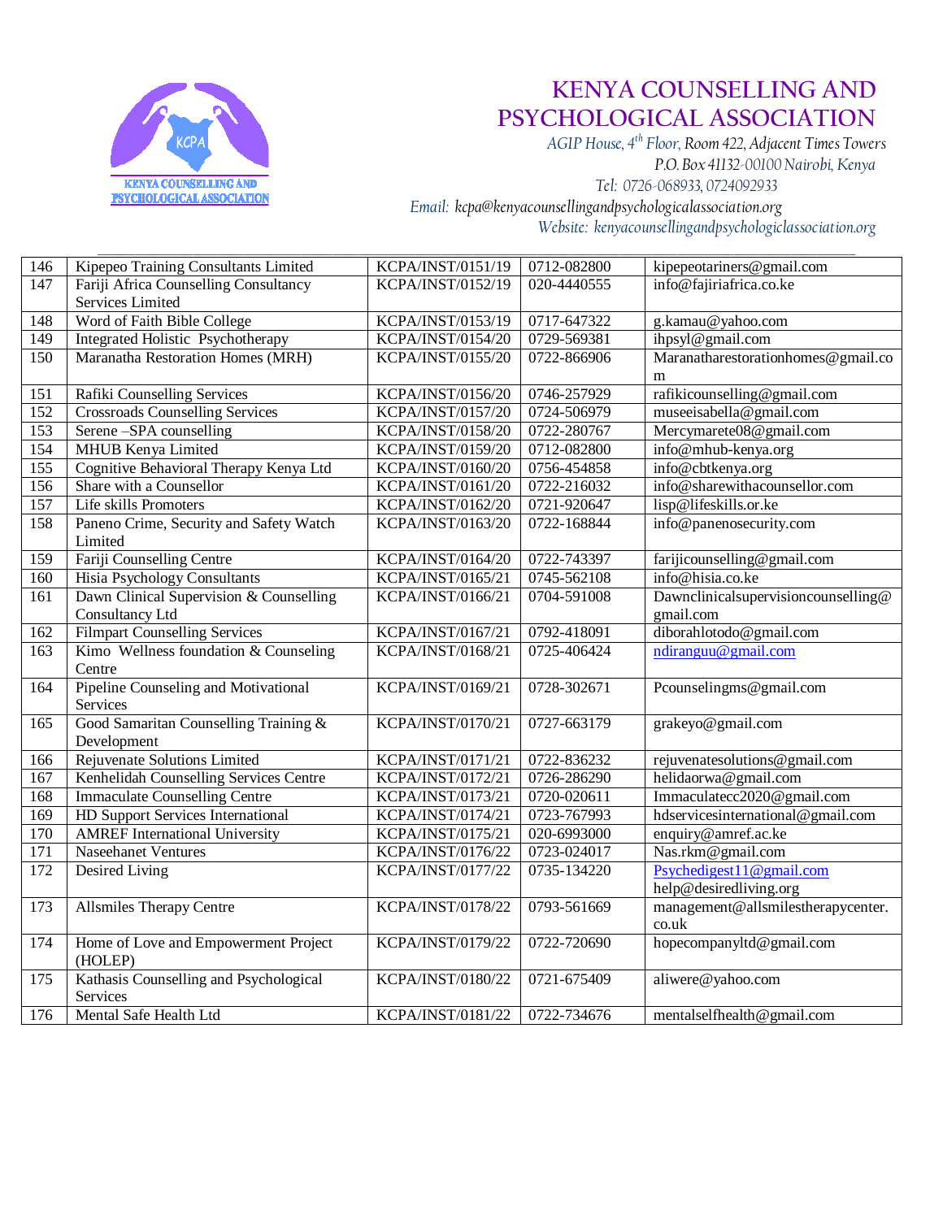# KENYA COUNSELLING AND PSYCHOLOGICAL ASSOCIATION

*AGIP House, 4th Floor, Room 422, Adjacent Times Towers*
*P.O. Box 41132-00100 Nairobi, Kenya*
*Tel: 0726-068933, 0724092933*
*Email: kcpa@kenyacounsellingandpsychologicalassociation.org*
*Website: kenyacounsellingandpsychologiclassociation.org*

| | | | | |
|---|---|---|---|---|
| 146 | Kipepeo Training Consultants Limited | KCPA/INST/0151/19 | 0712-082800 | kipepeotariners@gmail.com |
| 147 | Fariji Africa Counselling Consultancy Services Limited | KCPA/INST/0152/19 | 020-4440555 | info@fajiriafrica.co.ke |
| 148 | Word of Faith Bible College | KCPA/INST/0153/19 | 0717-647322 | g.kamau@yahoo.com |
| 149 | Integrated Holistic Psychotherapy | KCPA/INST/0154/20 | 0729-569381 | ihpsyl@gmail.com |
| 150 | Maranatha Restoration Homes (MRH) | KCPA/INST/0155/20 | 0722-866906 | Maranatharestorationhomes@gmail.com |
| 151 | Rafiki Counselling Services | KCPA/INST/0156/20 | 0746-257929 | rafikicounselling@gmail.com |
| 152 | Crossroads Counselling Services | KCPA/INST/0157/20 | 0724-506979 | museeisabella@gmail.com |
| 153 | Serene –SPA counselling | KCPA/INST/0158/20 | 0722-280767 | Mercymarete08@gmail.com |
| 154 | MHUB Kenya Limited | KCPA/INST/0159/20 | 0712-082800 | info@mhub-kenya.org |
| 155 | Cognitive Behavioral Therapy Kenya Ltd | KCPA/INST/0160/20 | 0756-454858 | info@cbtkenya.org |
| 156 | Share with a Counsellor | KCPA/INST/0161/20 | 0722-216032 | info@sharewithacounsellor.com |
| 157 | Life skills Promoters | KCPA/INST/0162/20 | 0721-920647 | lisp@lifeskills.or.ke |
| 158 | Paneno Crime, Security and Safety Watch Limited | KCPA/INST/0163/20 | 0722-168844 | info@panenosecurity.com |
| 159 | Fariji Counselling Centre | KCPA/INST/0164/20 | 0722-743397 | farijicounselling@gmail.com |
| 160 | Hisia Psychology Consultants | KCPA/INST/0165/21 | 0745-562108 | info@hisia.co.ke |
| 161 | Dawn Clinical Supervision & Counselling Consultancy Ltd | KCPA/INST/0166/21 | 0704-591008 | Dawnclinicalsupervisioncounselling@gmail.com |
| 162 | Filmpart Counselling Services | KCPA/INST/0167/21 | 0792-418091 | diborahlotodo@gmail.com |
| 163 | Kimo Wellness foundation & Counseling Centre | KCPA/INST/0168/21 | 0725-406424 | ndiranguu@gmail.com |
| 164 | Pipeline Counseling and Motivational Services | KCPA/INST/0169/21 | 0728-302671 | Pcounselingms@gmail.com |
| 165 | Good Samaritan Counselling Training & Development | KCPA/INST/0170/21 | 0727-663179 | grakeyo@gmail.com |
| 166 | Rejuvenate Solutions Limited | KCPA/INST/0171/21 | 0722-836232 | rejuvenatesolutions@gmail.com |
| 167 | Kenhelidah Counselling Services Centre | KCPA/INST/0172/21 | 0726-286290 | helidaorwa@gmail.com |
| 168 | Immaculate Counselling Centre | KCPA/INST/0173/21 | 0720-020611 | Immaculatecc2020@gmail.com |
| 169 | HD Support Services International | KCPA/INST/0174/21 | 0723-767993 | hdservicesinternational@gmail.com |
| 170 | AMREF International University | KCPA/INST/0175/21 | 020-6993000 | enquiry@amref.ac.ke |
| 171 | Naseehanet Ventures | KCPA/INST/0176/22 | 0723-024017 | Nas.rkm@gmail.com |
| 172 | Desired Living | KCPA/INST/0177/22 | 0735-134220 | Psychedigest11@gmail.com help@desiredliving.org |
| 173 | Allsmiles Therapy Centre | KCPA/INST/0178/22 | 0793-561669 | management@allsmilestherapycenter.co.uk |
| 174 | Home of Love and Empowerment Project (HOLEP) | KCPA/INST/0179/22 | 0722-720690 | hopecompanyltd@gmail.com |
| 175 | Kathasis Counselling and Psychological Services | KCPA/INST/0180/22 | 0721-675409 | aliwere@yahoo.com |
| 176 | Mental Safe Health Ltd | KCPA/INST/0181/22 | 0722-734676 | mentalselfhealth@gmail.com |